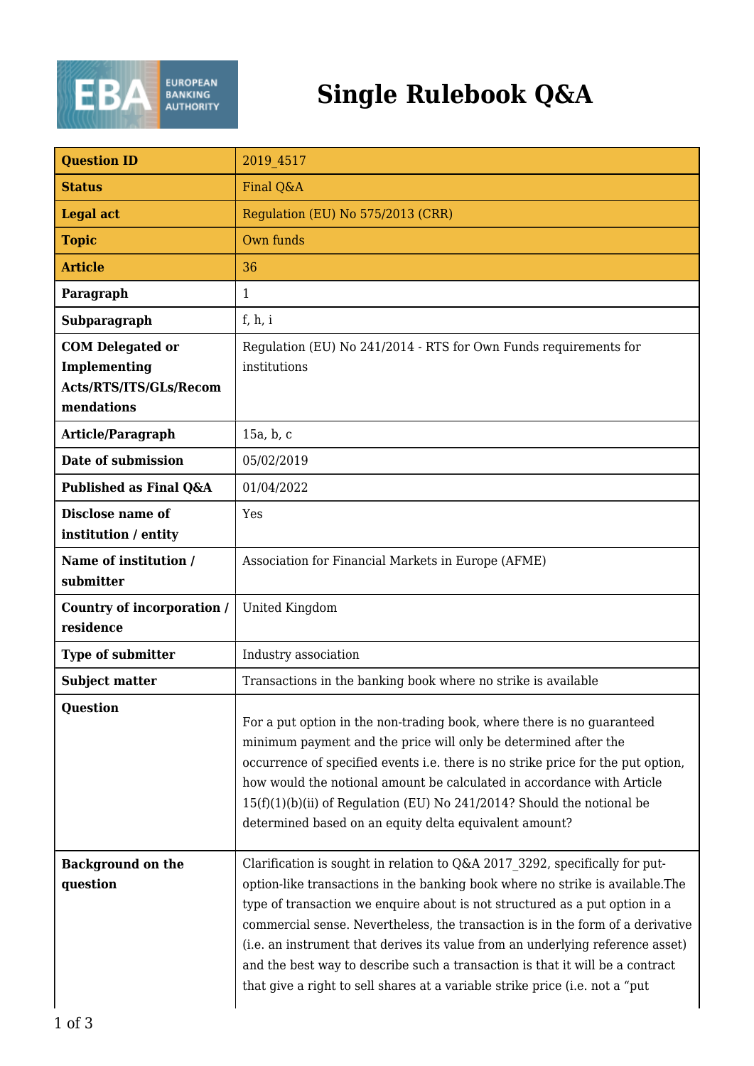# Single Rulebook Q&A

| Question ID | 2019_4517 |
|---|---|
| Status | Final Q&A |
| Legal act | Regulation (EU) No 575/2013 (CRR) |
| Topic | Own funds |
| Article | 36 |
| Paragraph | 1 |
| Subparagraph | f, h, i |
| COM Delegated or Implementing Acts/RTS/ITS/GLs/Recommendations | Regulation (EU) No 241/2014 - RTS for Own Funds requirements for institutions |
| Article/Paragraph | 15a, b, c |
| Date of submission | 05/02/2019 |
| Published as Final Q&A | 01/04/2022 |
| Disclose name of institution / entity | Yes |
| Name of institution / submitter | Association for Financial Markets in Europe (AFME) |
| Country of incorporation / residence | United Kingdom |
| Type of submitter | Industry association |
| Subject matter | Transactions in the banking book where no strike is available |
| Question | For a put option in the non-trading book, where there is no guaranteed minimum payment and the price will only be determined after the occurrence of specified events i.e. there is no strike price for the put option, how would the notional amount be calculated in accordance with Article 15(f)(1)(b)(ii) of Regulation (EU) No 241/2014? Should the notional be determined based on an equity delta equivalent amount? |
| Background on the question | Clarification is sought in relation to Q&A 2017_3292, specifically for put-option-like transactions in the banking book where no strike is available.The type of transaction we enquire about is not structured as a put option in a commercial sense. Nevertheless, the transaction is in the form of a derivative (i.e. an instrument that derives its value from an underlying reference asset) and the best way to describe such a transaction is that it will be a contract that give a right to sell shares at a variable strike price (i.e. not a "put |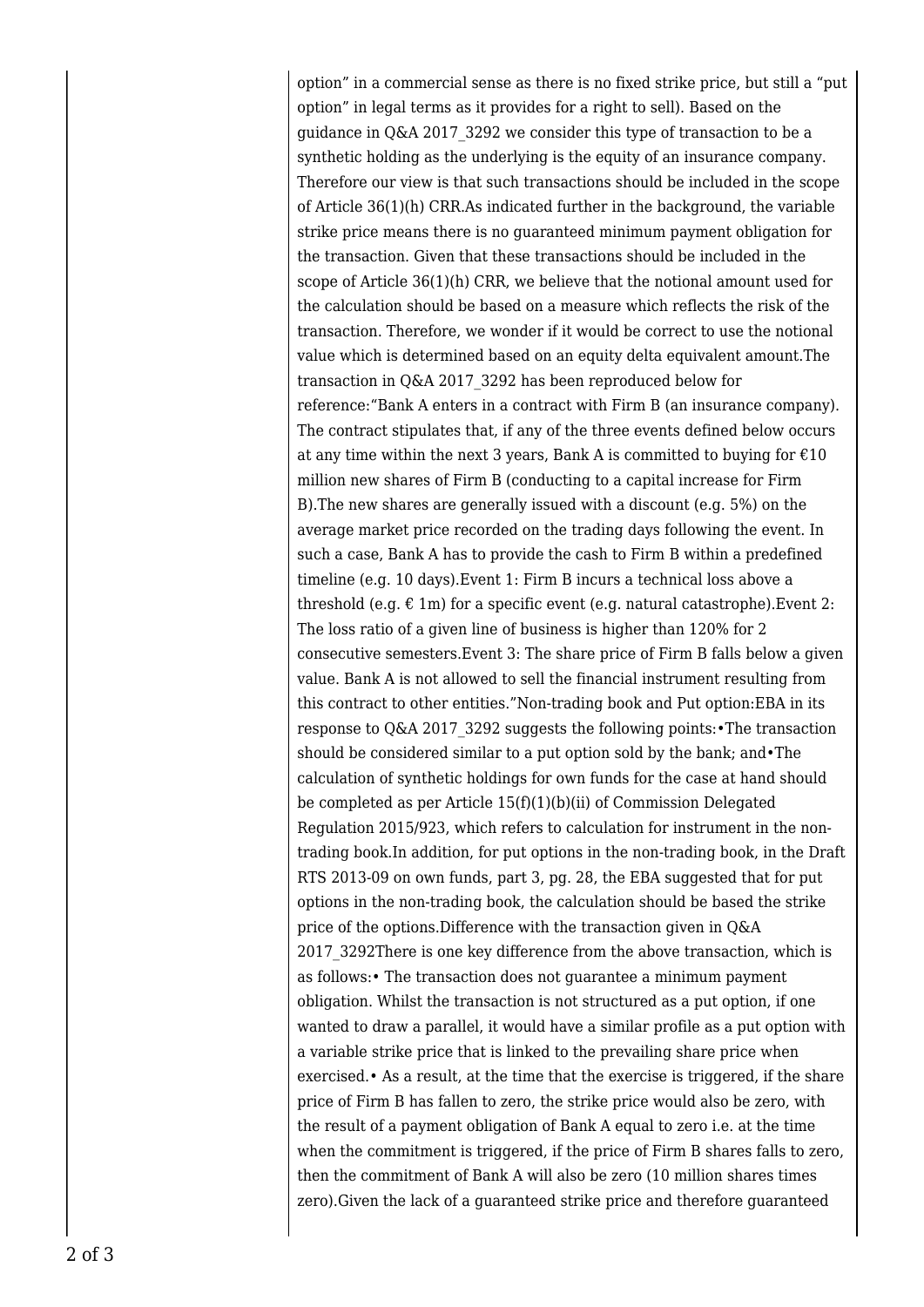option" in a commercial sense as there is no fixed strike price, but still a "put option" in legal terms as it provides for a right to sell). Based on the guidance in Q&A 2017_3292 we consider this type of transaction to be a synthetic holding as the underlying is the equity of an insurance company. Therefore our view is that such transactions should be included in the scope of Article 36(1)(h) CRR.As indicated further in the background, the variable strike price means there is no guaranteed minimum payment obligation for the transaction. Given that these transactions should be included in the scope of Article 36(1)(h) CRR, we believe that the notional amount used for the calculation should be based on a measure which reflects the risk of the transaction. Therefore, we wonder if it would be correct to use the notional value which is determined based on an equity delta equivalent amount.The transaction in Q&A 2017_3292 has been reproduced below for reference:"Bank A enters in a contract with Firm B (an insurance company). The contract stipulates that, if any of the three events defined below occurs at any time within the next 3 years, Bank A is committed to buying for €10 million new shares of Firm B (conducting to a capital increase for Firm B).The new shares are generally issued with a discount (e.g. 5%) on the average market price recorded on the trading days following the event. In such a case, Bank A has to provide the cash to Firm B within a predefined timeline (e.g. 10 days).Event 1: Firm B incurs a technical loss above a threshold (e.g. € 1m) for a specific event (e.g. natural catastrophe).Event 2: The loss ratio of a given line of business is higher than 120% for 2 consecutive semesters.Event 3: The share price of Firm B falls below a given value. Bank A is not allowed to sell the financial instrument resulting from this contract to other entities."Non-trading book and Put option:EBA in its response to Q&A 2017_3292 suggests the following points:•The transaction should be considered similar to a put option sold by the bank; and•The calculation of synthetic holdings for own funds for the case at hand should be completed as per Article 15(f)(1)(b)(ii) of Commission Delegated Regulation 2015/923, which refers to calculation for instrument in the non-trading book.In addition, for put options in the non-trading book, in the Draft RTS 2013-09 on own funds, part 3, pg. 28, the EBA suggested that for put options in the non-trading book, the calculation should be based the strike price of the options.Difference with the transaction given in Q&A 2017_3292There is one key difference from the above transaction, which is as follows:• The transaction does not guarantee a minimum payment obligation. Whilst the transaction is not structured as a put option, if one wanted to draw a parallel, it would have a similar profile as a put option with a variable strike price that is linked to the prevailing share price when exercised.• As a result, at the time that the exercise is triggered, if the share price of Firm B has fallen to zero, the strike price would also be zero, with the result of a payment obligation of Bank A equal to zero i.e. at the time when the commitment is triggered, if the price of Firm B shares falls to zero, then the commitment of Bank A will also be zero (10 million shares times zero).Given the lack of a guaranteed strike price and therefore guaranteed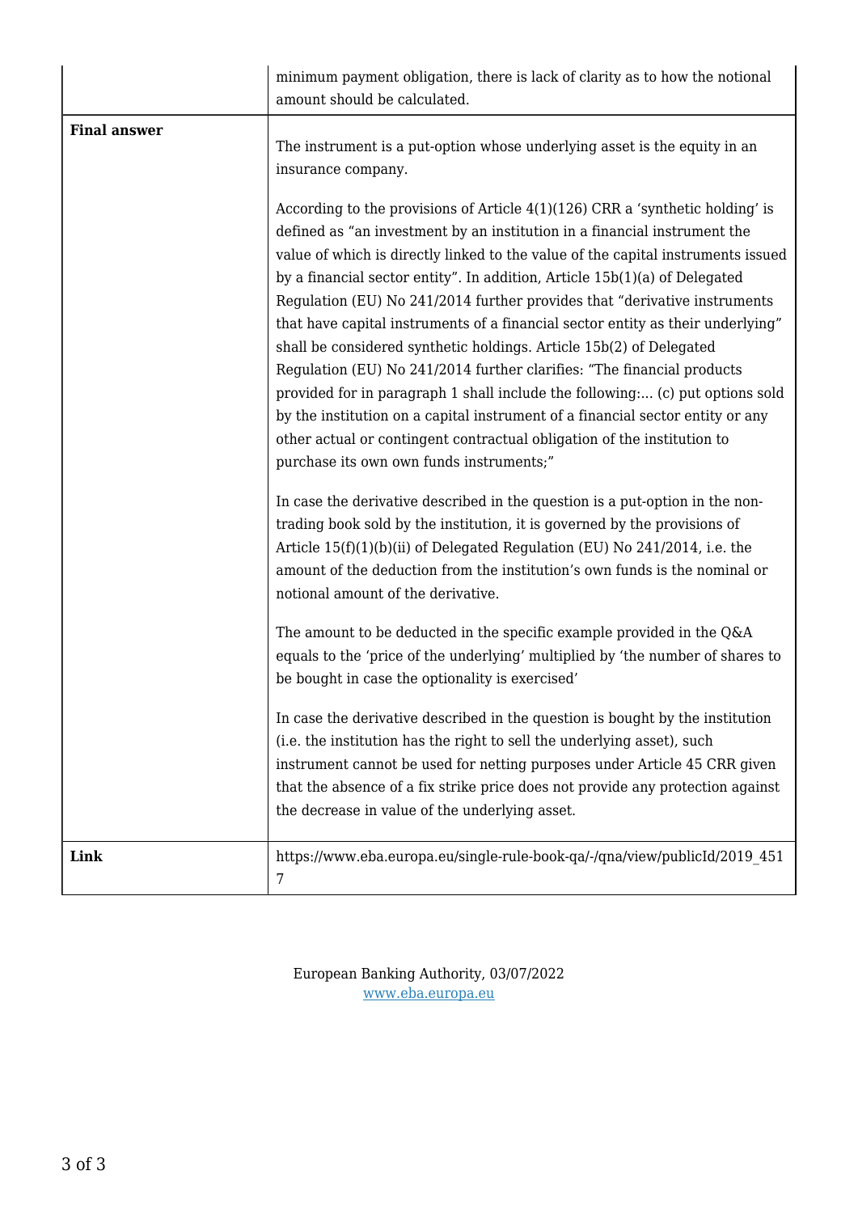| | |
|---|---|
| | minimum payment obligation, there is lack of clarity as to how the notional amount should be calculated. |
| **Final answer** | The instrument is a put-option whose underlying asset is the equity in an insurance company.<br><br>According to the provisions of Article 4(1)(126) CRR a 'synthetic holding' is defined as "an investment by an institution in a financial instrument the value of which is directly linked to the value of the capital instruments issued by a financial sector entity". In addition, Article 15b(1)(a) of Delegated Regulation (EU) No 241/2014 further provides that "derivative instruments that have capital instruments of a financial sector entity as their underlying" shall be considered synthetic holdings. Article 15b(2) of Delegated Regulation (EU) No 241/2014 further clarifies: "The financial products provided for in paragraph 1 shall include the following:... (c) put options sold by the institution on a capital instrument of a financial sector entity or any other actual or contingent contractual obligation of the institution to purchase its own own funds instruments;"<br><br>In case the derivative described in the question is a put-option in the non-trading book sold by the institution, it is governed by the provisions of Article 15(f)(1)(b)(ii) of Delegated Regulation (EU) No 241/2014, i.e. the amount of the deduction from the institution's own funds is the nominal or notional amount of the derivative.<br><br>The amount to be deducted in the specific example provided in the Q&A equals to the 'price of the underlying' multiplied by 'the number of shares to be bought in case the optionality is exercised'<br><br>In case the derivative described in the question is bought by the institution (i.e. the institution has the right to sell the underlying asset), such instrument cannot be used for netting purposes under Article 45 CRR given that the absence of a fix strike price does not provide any protection against the decrease in value of the underlying asset. |
| **Link** | https://www.eba.europa.eu/single-rule-book-qa/-/qna/view/publicId/2019_4517 |

European Banking Authority, 03/07/2022
www.eba.europa.eu